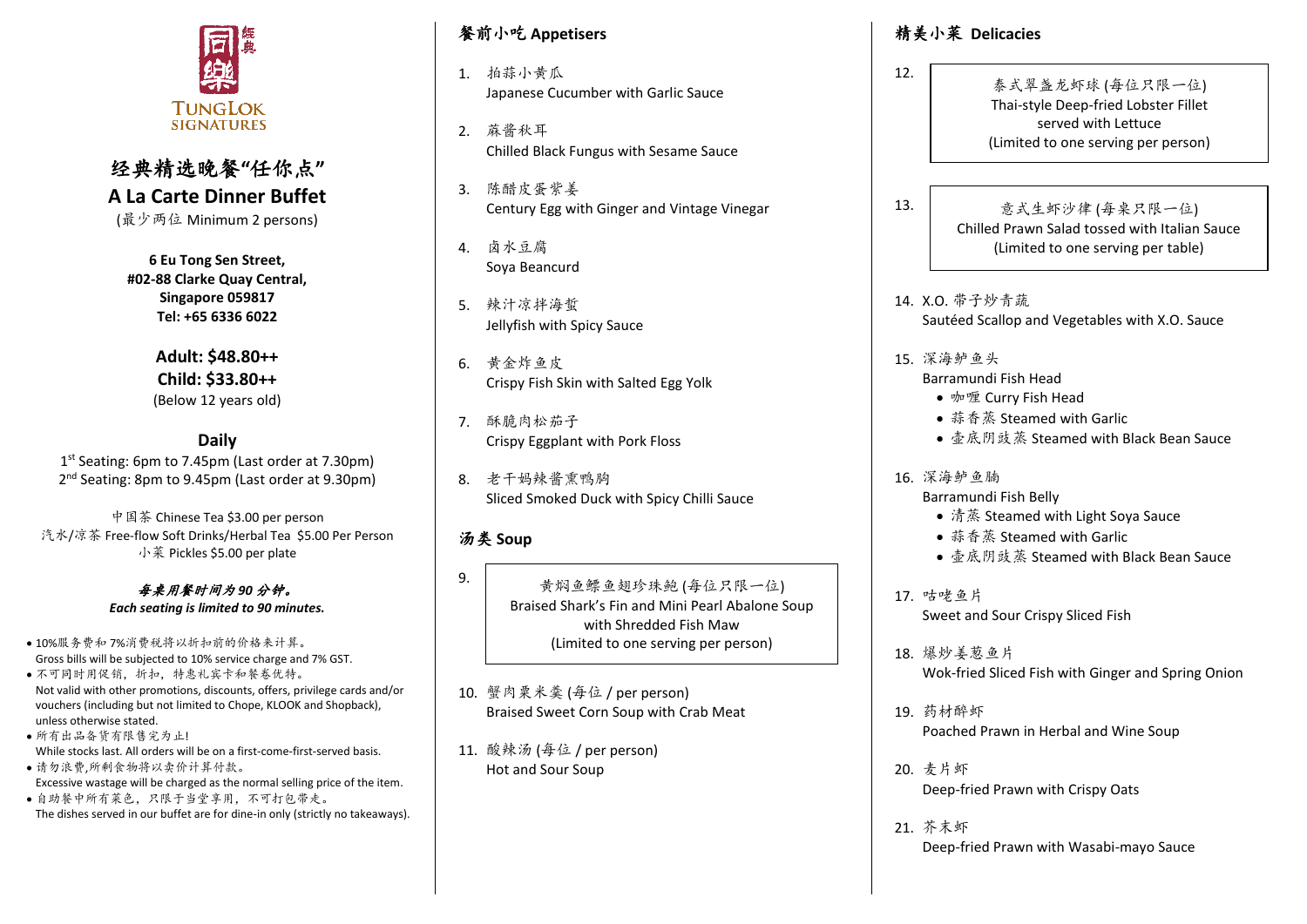同樂 经典

TUNGLOK SIGNATURES

# 经典精选晚餐“任你点”

# A La Carte Dinner Buffet

(最少两位 Minimum 2 persons)

**6 Eu Tong Sen Street,**
**#02-88 Clarke Quay Central,**
**Singapore 059817**
**Tel: +65 6336 6022**

**Adult: $48.80++**
**Child: $33.80++**
(Below 12 years old)

**Daily**

1st Seating: 6pm to 7.45pm (Last order at 7.30pm)
2nd Seating: 8pm to 9.45pm (Last order at 9.30pm)

中国茶 Chinese Tea $3.00 per person
汽水/凉茶 Free-flow Soft Drinks/Herbal Tea $5.00 Per Person
小菜 Pickles $5.00 per plate

***每桌用餐时间为90分钟。***
***Each seating is limited to 90 minutes.***

- 10%服务费和7%消费税将以折扣前的价格来计算。
  Gross bills will be subjected to 10% service charge and 7% GST.
- 不可同时用促销，折扣，特惠礼宾卡和餐卷优待。
  Not valid with other promotions, discounts, offers, privilege cards and/or vouchers (including but not limited to Chope, KLOOK and Shopback), unless otherwise stated.
- 所有出品备货有限售完为止!
  While stocks last. All orders will be on a first-come-first-served basis.
- 请勿浪费,所剩食物将以卖价计算付款。
  Excessive wastage will be charged as the normal selling price of the item.
- 自助餐中所有菜色，只限于当堂享用，不可打包带走。
  The dishes served in our buffet are for dine-in only (strictly no takeaways).

## 餐前小吃 Appetisers

1. 拍蒜小黄瓜
   Japanese Cucumber with Garlic Sauce
2. 麻酱秋耳
   Chilled Black Fungus with Sesame Sauce
3. 陈醋皮蛋紫姜
   Century Egg with Ginger and Vintage Vinegar
4. 卤水豆腐
   Soya Beancurd
5. 辣汁凉拌海蜇
   Jellyfish with Spicy Sauce
6. 黄金炸鱼皮
   Crispy Fish Skin with Salted Egg Yolk
7. 酥脆肉松茄子
   Crispy Eggplant with Pork Floss
8. 老干妈辣酱熏鸭胸
   Sliced Smoked Duck with Spicy Chilli Sauce

## 汤类 Soup

9. 黄焖鱼鳔鱼翅珍珠鲍 (每位只限一位)
   Braised Shark's Fin and Mini Pearl Abalone Soup with Shredded Fish Maw
   (Limited to one serving per person)
10. 蟹肉粟米羹 (每位 / per person)
    Braised Sweet Corn Soup with Crab Meat
11. 酸辣汤 (每位 / per person)
    Hot and Sour Soup

## 精美小菜 Delicacies

12. 泰式翠盏龙虾球 (每位只限一位)
    Thai-style Deep-fried Lobster Fillet served with Lettuce
    (Limited to one serving per person)
13. 意式生虾沙律 (每桌只限一位)
    Chilled Prawn Salad tossed with Italian Sauce
    (Limited to one serving per table)
14. X.O. 带子炒青蔬
    Sautéed Scallop and Vegetables with X.O. Sauce
15. 深海鲈鱼头
    Barramundi Fish Head
    - 咖喱 Curry Fish Head
    - 蒜香蒸 Steamed with Garlic
    - 壶底阴豉蒸 Steamed with Black Bean Sauce
16. 深海鲈鱼腩
    Barramundi Fish Belly
    - 清蒸 Steamed with Light Soya Sauce
    - 蒜香蒸 Steamed with Garlic
    - 壶底阴豉蒸 Steamed with Black Bean Sauce
17. 咕咾鱼片
    Sweet and Sour Crispy Sliced Fish
18. 爆炒姜葱鱼片
    Wok-fried Sliced Fish with Ginger and Spring Onion
19. 药材醉虾
    Poached Prawn in Herbal and Wine Soup
20. 麦片虾
    Deep-fried Prawn with Crispy Oats
21. 芥末虾
    Deep-fried Prawn with Wasabi-mayo Sauce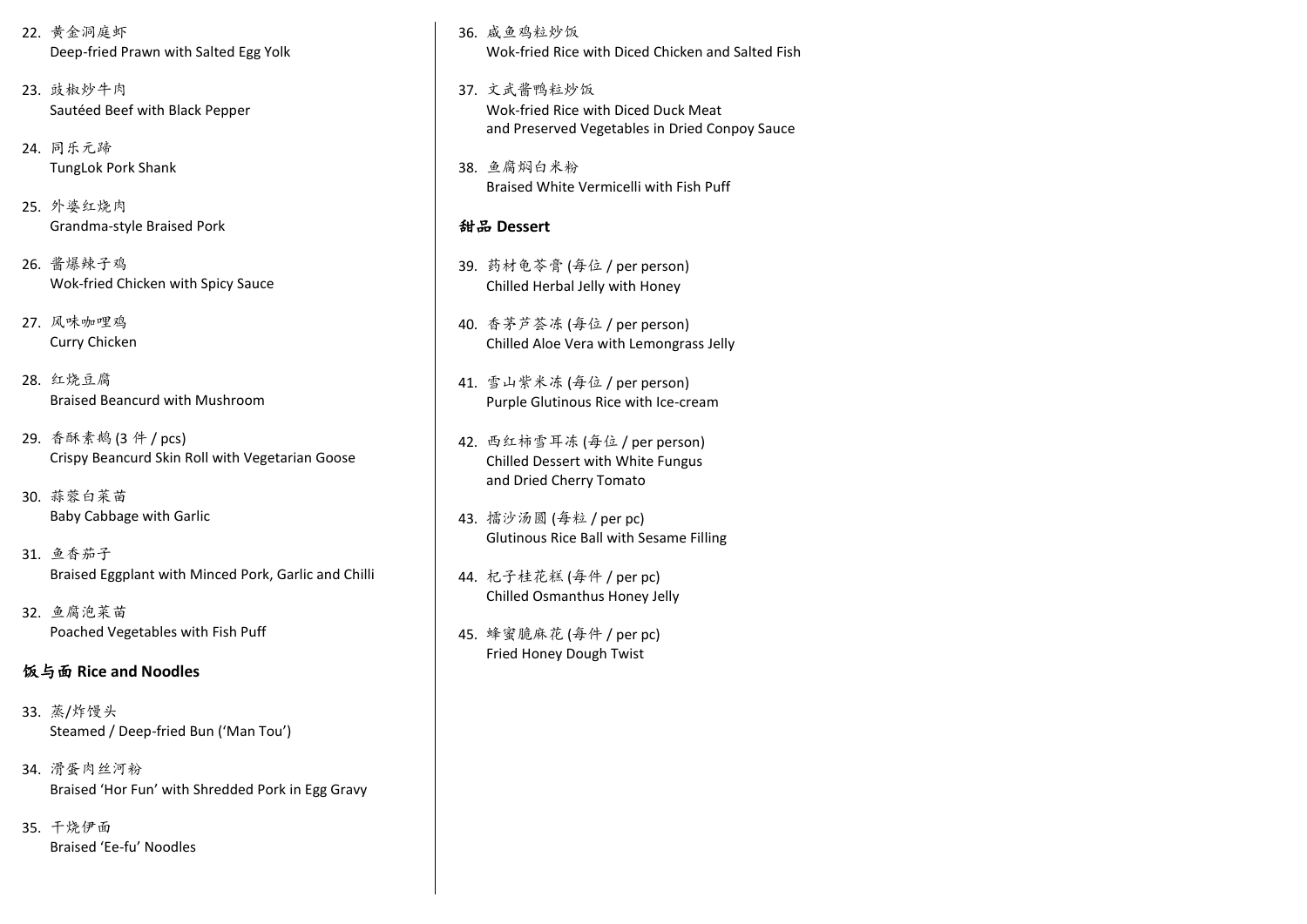22. 黄金洞庭虾
Deep-fried Prawn with Salted Egg Yolk

23. 豉椒炒牛肉
Sautéed Beef with Black Pepper

24. 同乐元蹄
TungLok Pork Shank

25. 外婆红烧肉
Grandma-style Braised Pork

26. 酱爆辣子鸡
Wok-fried Chicken with Spicy Sauce

27. 风味咖喱鸡
Curry Chicken

28. 红烧豆腐
Braised Beancurd with Mushroom

29. 香酥素鹅 (3 件 / pcs)
Crispy Beancurd Skin Roll with Vegetarian Goose

30. 蒜蓉白菜苗
Baby Cabbage with Garlic

31. 鱼香茄子
Braised Eggplant with Minced Pork, Garlic and Chilli

32. 鱼腐泡菜苗
Poached Vegetables with Fish Puff

**饭与面 Rice and Noodles**

33. 蒸/炸馒头
Steamed / Deep-fried Bun ('Man Tou')

34. 滑蛋肉丝河粉
Braised 'Hor Fun' with Shredded Pork in Egg Gravy

35. 干烧伊面
Braised 'Ee-fu' Noodles

36. 咸鱼鸡粒炒饭
Wok-fried Rice with Diced Chicken and Salted Fish

37. 文武酱鸭粒炒饭
Wok-fried Rice with Diced Duck Meat
and Preserved Vegetables in Dried Conpoy Sauce

38. 鱼腐焖白米粉
Braised White Vermicelli with Fish Puff

**甜品 Dessert**

39. 药材龟苓膏 (每位 / per person)
Chilled Herbal Jelly with Honey

40. 香茅芦荟冻 (每位 / per person)
Chilled Aloe Vera with Lemongrass Jelly

41. 雪山紫米冻 (每位 / per person)
Purple Glutinous Rice with Ice-cream

42. 西红柿雪耳冻 (每位 / per person)
Chilled Dessert with White Fungus
and Dried Cherry Tomato

43. 擂沙汤圆 (每粒 / per pc)
Glutinous Rice Ball with Sesame Filling

44. 杞子桂花糕 (每件 / per pc)
Chilled Osmanthus Honey Jelly

45. 蜂蜜脆麻花 (每件 / per pc)
Fried Honey Dough Twist